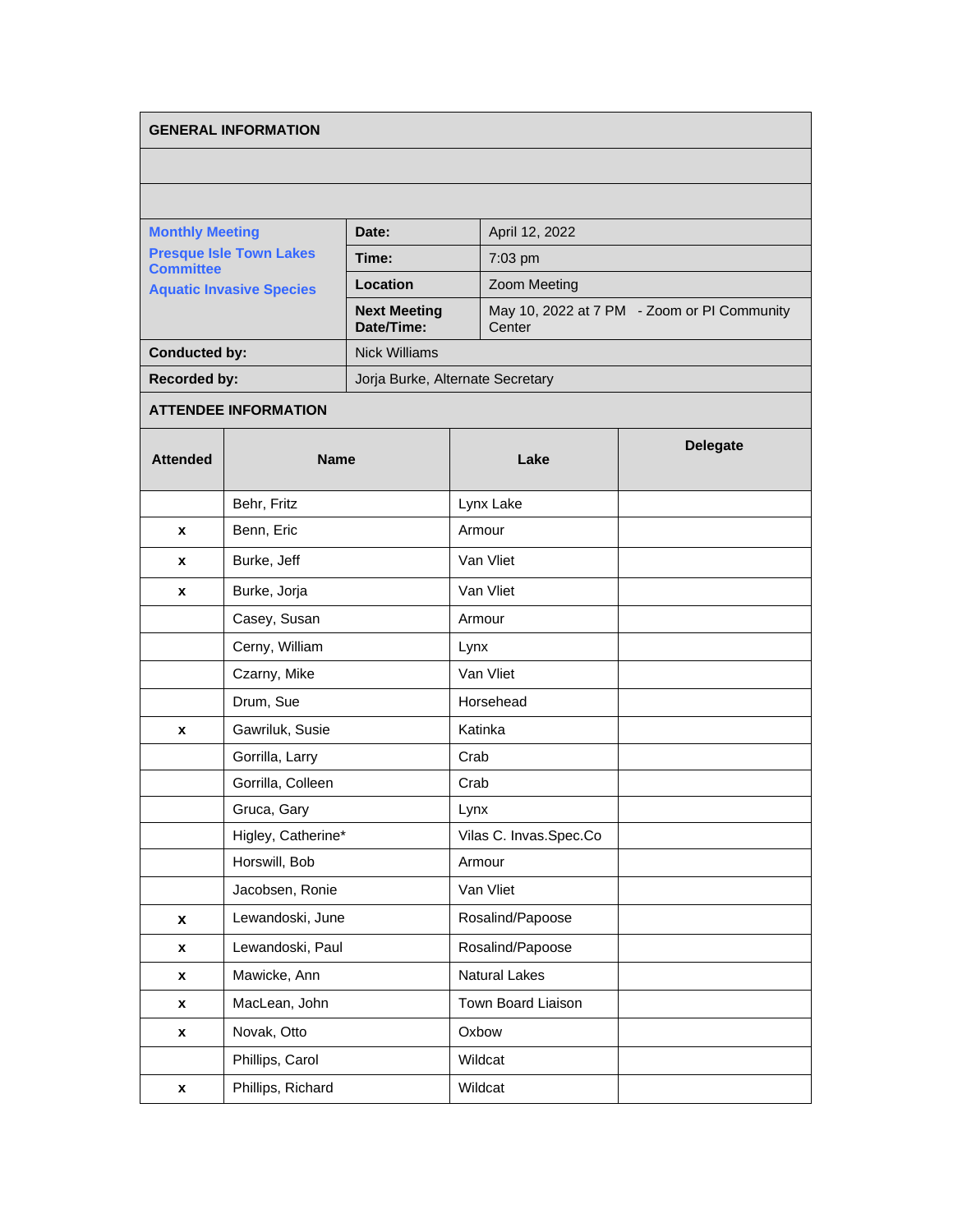## GENERAL INFORMATION

| | | |
|---|---|---|
| **Monthly Meeting**<br>**Presque Isle Town Lakes Committee**<br>**Aquatic Invasive Species** | **Date:** | April 12, 2022 |
| | **Time:** | 7:03 pm |
| | **Location** | Zoom Meeting |
| | **Next Meeting Date/Time:** | May 10, 2022 at 7 PM - Zoom or PI Community Center |
| **Conducted by:** | Nick Williams | |
| **Recorded by:** | Jorja Burke, Alternate Secretary | |

## ATTENDEE INFORMATION

| Attended | Name | Lake | Delegate |
|---|---|---|---|
| | Behr, Fritz | Lynx Lake | |
| x | Benn, Eric | Armour | |
| x | Burke, Jeff | Van Vliet | |
| x | Burke, Jorja | Van Vliet | |
| | Casey, Susan | Armour | |
| | Cerny, William | Lynx | |
| | Czarny, Mike | Van Vliet | |
| | Drum, Sue | Horsehead | |
| x | Gawriluk, Susie | Katinka | |
| | Gorrilla, Larry | Crab | |
| | Gorrilla, Colleen | Crab | |
| | Gruca, Gary | Lynx | |
| | Higley, Catherine* | Vilas C. Invas.Spec.Co | |
| | Horswill, Bob | Armour | |
| | Jacobsen, Ronie | Van Vliet | |
| x | Lewandoski, June | Rosalind/Papoose | |
| x | Lewandoski, Paul | Rosalind/Papoose | |
| x | Mawicke, Ann | Natural Lakes | |
| x | MacLean, John | Town Board Liaison | |
| x | Novak, Otto | Oxbow | |
| | Phillips, Carol | Wildcat | |
| x | Phillips, Richard | Wildcat | |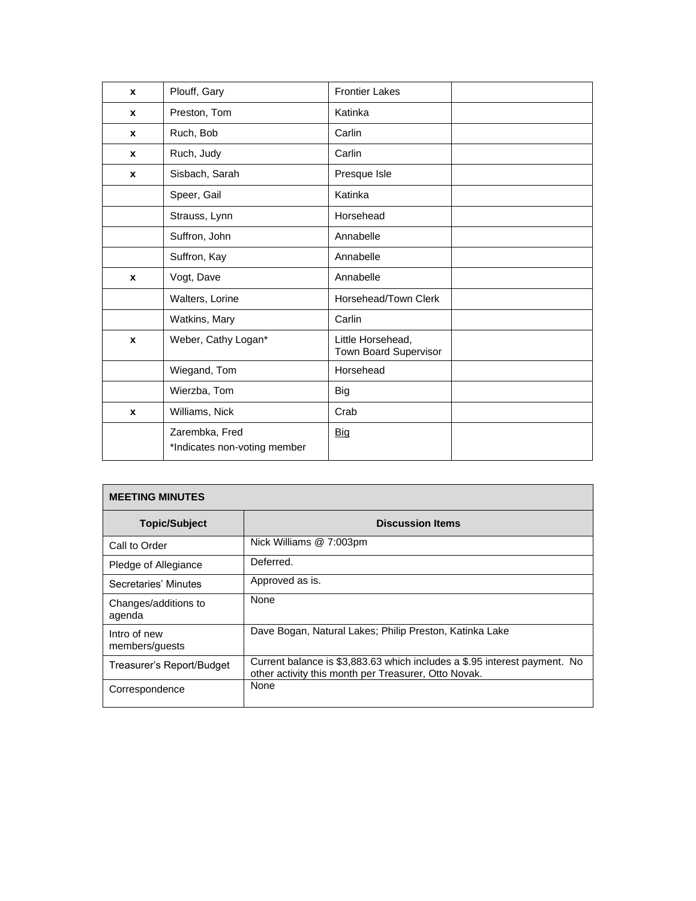| | | | |
|---|---|---|---|
| x | Plouff, Gary | Frontier Lakes | |
| x | Preston, Tom | Katinka | |
| x | Ruch, Bob | Carlin | |
| x | Ruch, Judy | Carlin | |
| x | Sisbach, Sarah | Presque Isle | |
| | Speer, Gail | Katinka | |
| | Strauss, Lynn | Horsehead | |
| | Suffron, John | Annabelle | |
| | Suffron, Kay | Annabelle | |
| x | Vogt, Dave | Annabelle | |
| | Walters, Lorine | Horsehead/Town Clerk | |
| | Watkins, Mary | Carlin | |
| x | Weber, Cathy Logan* | Little Horsehead, Town Board Supervisor | |
| | Wiegand, Tom | Horsehead | |
| | Wierzba, Tom | Big | |
| x | Williams, Nick | Crab | |
| | Zarembka, Fred<br>*Indicates non-voting member | Big | |

| MEETING MINUTES | |
|---|---|
| **Topic/Subject** | **Discussion Items** |
| Call to Order | Nick Williams @ 7:003pm |
| Pledge of Allegiance | Deferred. |
| Secretaries' Minutes | Approved as is. |
| Changes/additions to agenda | None |
| Intro of new members/guests | Dave Bogan, Natural Lakes; Philip Preston, Katinka Lake |
| Treasurer's Report/Budget | Current balance is $3,883.63 which includes a $.95 interest payment. No other activity this month per Treasurer, Otto Novak. |
| Correspondence | None |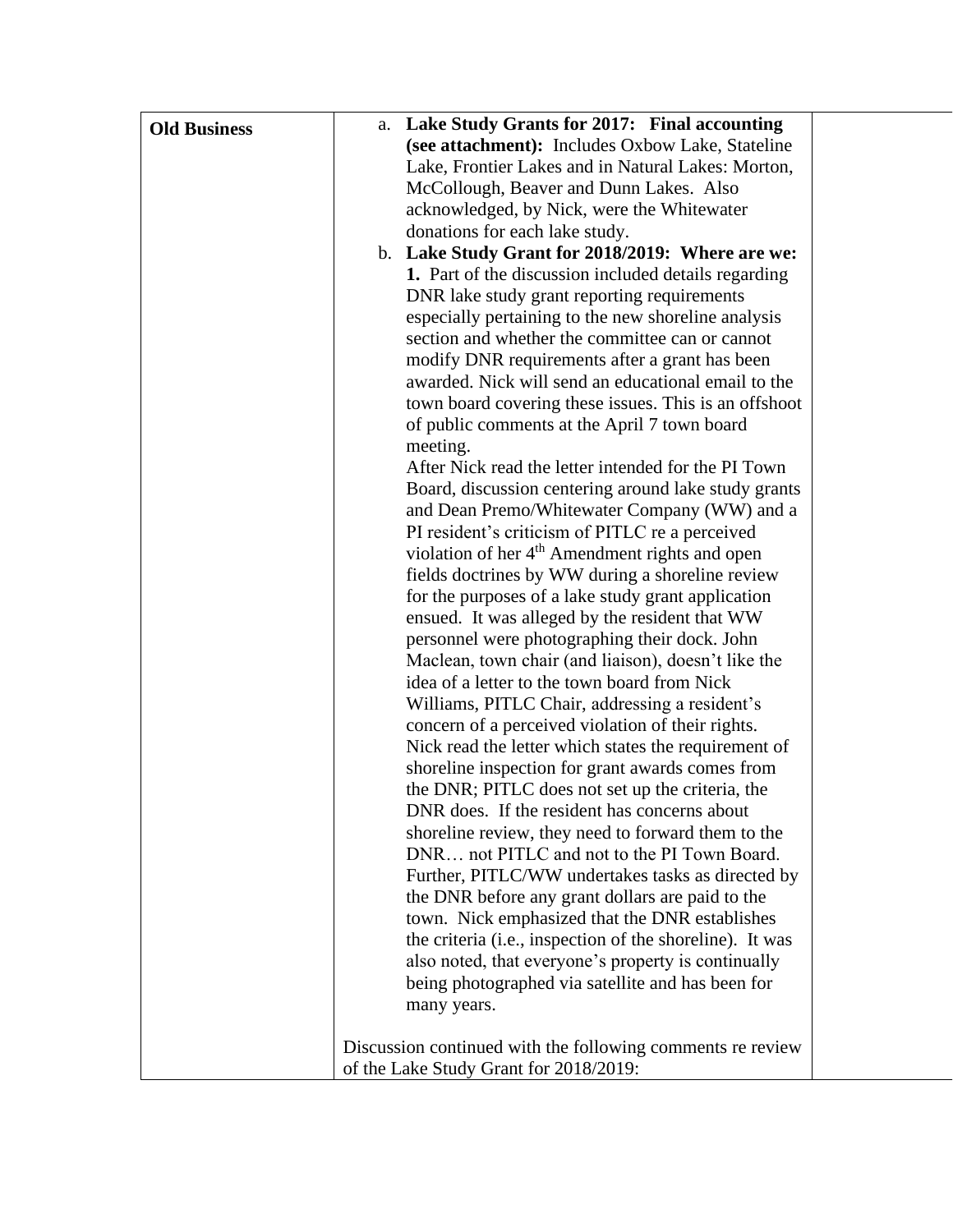| Old Business | a. **Lake Study Grants for 2017: Final accounting (see attachment):** Includes Oxbow Lake, Stateline Lake, Frontier Lakes and in Natural Lakes: Morton, McCollough, Beaver and Dunn Lakes. Also acknowledged, by Nick, were the Whitewater donations for each lake study.<br>b. **Lake Study Grant for 2018/2019: Where are we:** **1.** Part of the discussion included details regarding DNR lake study grant reporting requirements especially pertaining to the new shoreline analysis section and whether the committee can or cannot modify DNR requirements after a grant has been awarded. Nick will send an educational email to the town board covering these issues. This is an offshoot of public comments at the April 7 town board meeting.<br>After Nick read the letter intended for the PI Town Board, discussion centering around lake study grants and Dean Premo/Whitewater Company (WW) and a PI resident's criticism of PITLC re a perceived violation of her 4th Amendment rights and open fields doctrines by WW during a shoreline review for the purposes of a lake study grant application ensued. It was alleged by the resident that WW personnel were photographing their dock. John Maclean, town chair (and liaison), doesn't like the idea of a letter to the town board from Nick Williams, PITLC Chair, addressing a resident's concern of a perceived violation of their rights. Nick read the letter which states the requirement of shoreline inspection for grant awards comes from the DNR; PITLC does not set up the criteria, the DNR does. If the resident has concerns about shoreline review, they need to forward them to the DNR… not PITLC and not to the PI Town Board. Further, PITLC/WW undertakes tasks as directed by the DNR before any grant dollars are paid to the town. Nick emphasized that the DNR establishes the criteria (i.e., inspection of the shoreline). It was also noted, that everyone's property is continually being photographed via satellite and has been for many years.<br><br>Discussion continued with the following comments re review of the Lake Study Grant for 2018/2019: | |
|---|---|---|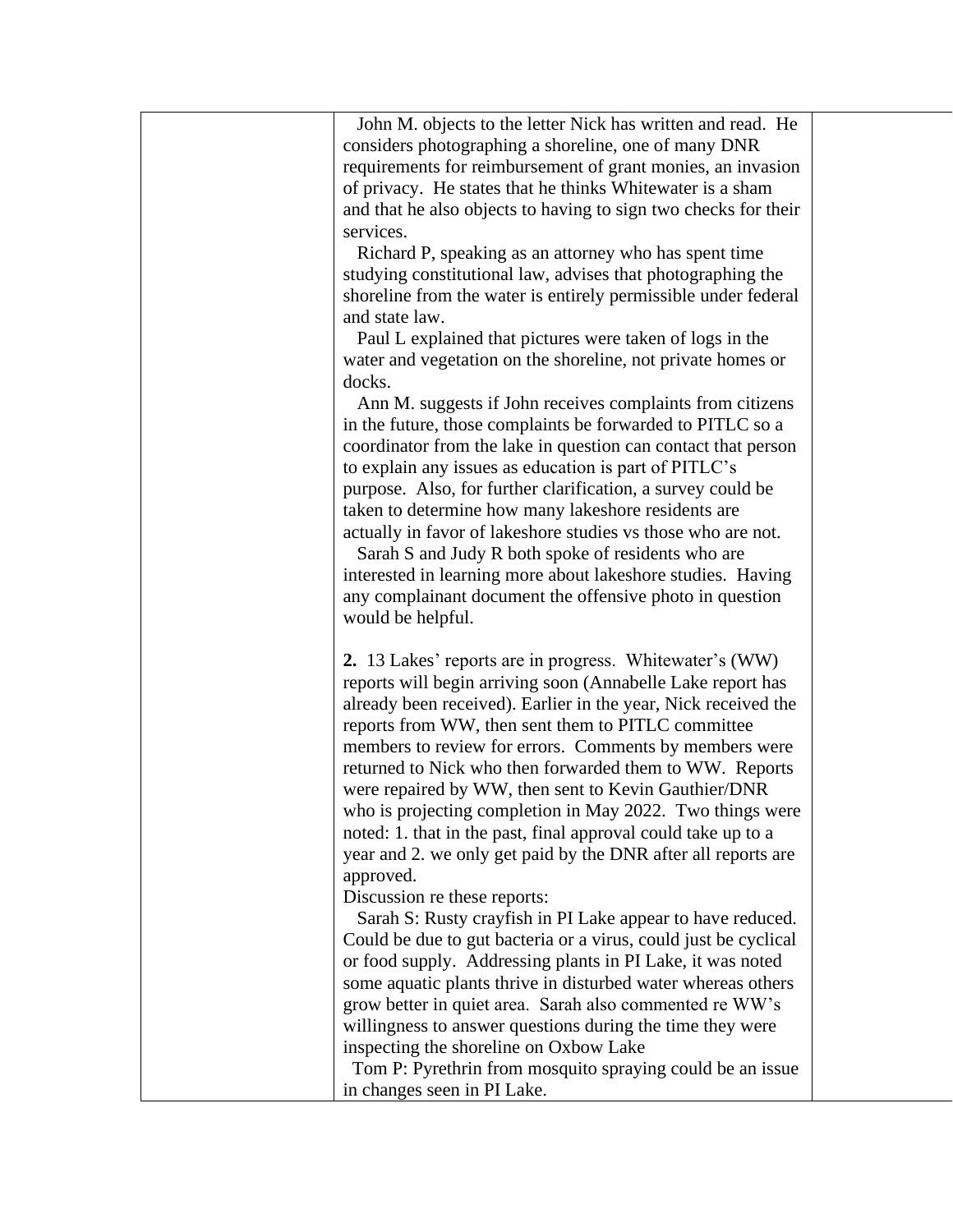| | | |
|---|---|---|
| | John M. objects to the letter Nick has written and read. He considers photographing a shoreline, one of many DNR requirements for reimbursement of grant monies, an invasion of privacy. He states that he thinks Whitewater is a sham and that he also objects to having to sign two checks for their services.<br>Richard P, speaking as an attorney who has spent time studying constitutional law, advises that photographing the shoreline from the water is entirely permissible under federal and state law.<br>Paul L explained that pictures were taken of logs in the water and vegetation on the shoreline, not private homes or docks.<br>Ann M. suggests if John receives complaints from citizens in the future, those complaints be forwarded to PITLC so a coordinator from the lake in question can contact that person to explain any issues as education is part of PITLC's purpose. Also, for further clarification, a survey could be taken to determine how many lakeshore residents are actually in favor of lakeshore studies vs those who are not.<br>Sarah S and Judy R both spoke of residents who are interested in learning more about lakeshore studies. Having any complainant document the offensive photo in question would be helpful.<br><br>**2.** 13 Lakes' reports are in progress. Whitewater's (WW) reports will begin arriving soon (Annabelle Lake report has already been received). Earlier in the year, Nick received the reports from WW, then sent them to PITLC committee members to review for errors. Comments by members were returned to Nick who then forwarded them to WW. Reports were repaired by WW, then sent to Kevin Gauthier/DNR who is projecting completion in May 2022. Two things were noted: 1. that in the past, final approval could take up to a year and 2. we only get paid by the DNR after all reports are approved.<br>Discussion re these reports:<br>Sarah S: Rusty crayfish in PI Lake appear to have reduced. Could be due to gut bacteria or a virus, could just be cyclical or food supply. Addressing plants in PI Lake, it was noted some aquatic plants thrive in disturbed water whereas others grow better in quiet area. Sarah also commented re WW's willingness to answer questions during the time they were inspecting the shoreline on Oxbow Lake<br>Tom P: Pyrethrin from mosquito spraying could be an issue in changes seen in PI Lake. | |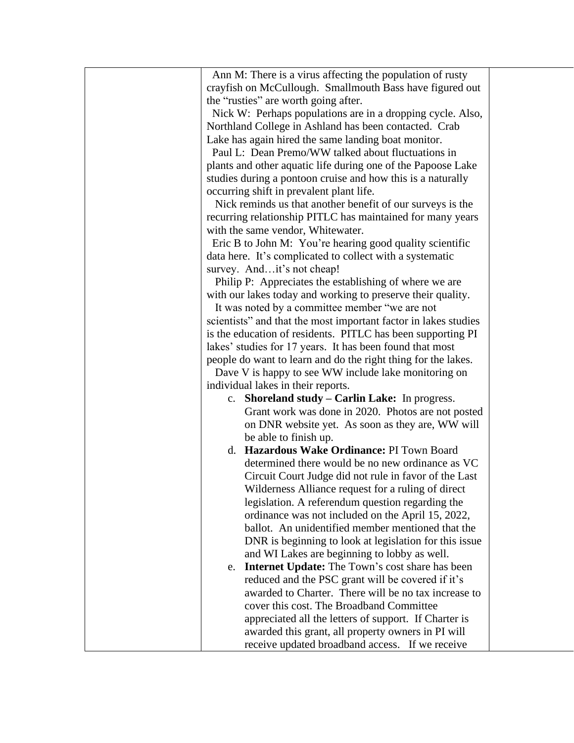Ann M: There is a virus affecting the population of rusty crayfish on McCullough. Smallmouth Bass have figured out the "rusties" are worth going after.

Nick W: Perhaps populations are in a dropping cycle. Also, Northland College in Ashland has been contacted. Crab Lake has again hired the same landing boat monitor.

Paul L: Dean Premo/WW talked about fluctuations in plants and other aquatic life during one of the Papoose Lake studies during a pontoon cruise and how this is a naturally occurring shift in prevalent plant life.

Nick reminds us that another benefit of our surveys is the recurring relationship PITLC has maintained for many years with the same vendor, Whitewater.

Eric B to John M: You're hearing good quality scientific data here. It's complicated to collect with a systematic survey. And…it's not cheap!

Philip P: Appreciates the establishing of where we are with our lakes today and working to preserve their quality.

It was noted by a committee member "we are not scientists" and that the most important factor in lakes studies is the education of residents. PITLC has been supporting PI lakes' studies for 17 years. It has been found that most people do want to learn and do the right thing for the lakes.

Dave V is happy to see WW include lake monitoring on individual lakes in their reports.

c. **Shoreland study – Carlin Lake:** In progress. Grant work was done in 2020. Photos are not posted on DNR website yet. As soon as they are, WW will be able to finish up.

d. **Hazardous Wake Ordinance:** PI Town Board determined there would be no new ordinance as VC Circuit Court Judge did not rule in favor of the Last Wilderness Alliance request for a ruling of direct legislation. A referendum question regarding the ordinance was not included on the April 15, 2022, ballot. An unidentified member mentioned that the DNR is beginning to look at legislation for this issue and WI Lakes are beginning to lobby as well.

e. **Internet Update:** The Town's cost share has been reduced and the PSC grant will be covered if it's awarded to Charter. There will be no tax increase to cover this cost. The Broadband Committee appreciated all the letters of support. If Charter is awarded this grant, all property owners in PI will receive updated broadband access. If we receive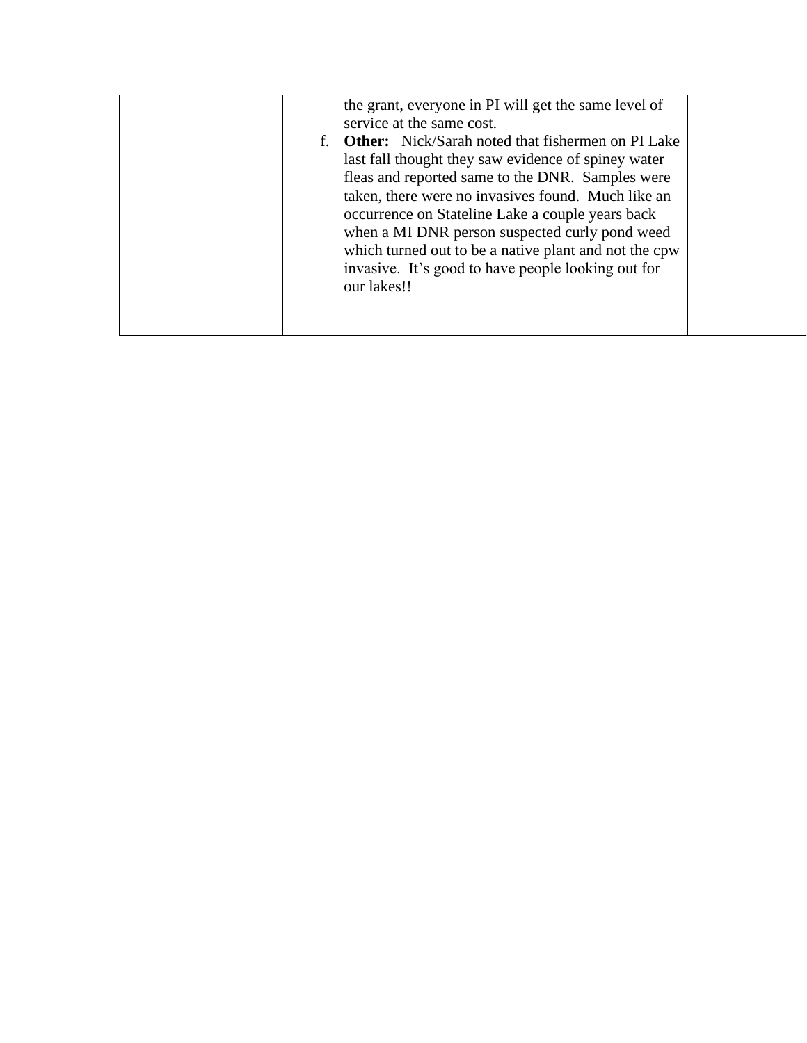| | | |
|---|---|---|
| | the grant, everyone in PI will get the same level of service at the same cost.<br>f. **Other:** Nick/Sarah noted that fishermen on PI Lake last fall thought they saw evidence of spiney water fleas and reported same to the DNR. Samples were taken, there were no invasives found. Much like an occurrence on Stateline Lake a couple years back when a MI DNR person suspected curly pond weed which turned out to be a native plant and not the cpw invasive. It's good to have people looking out for our lakes!! | |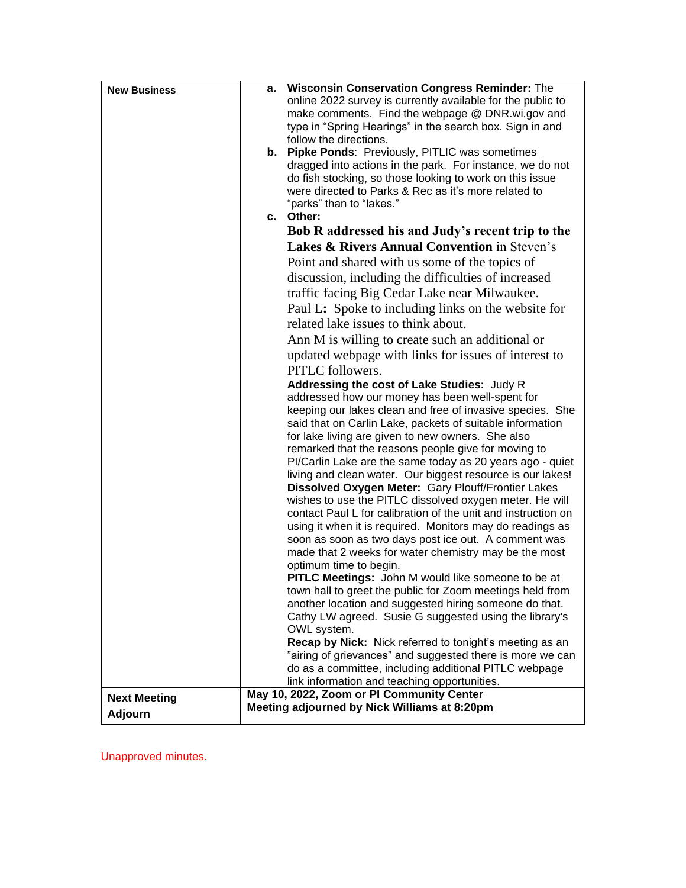| | |
|---|---|
| **New Business** | **a. Wisconsin Conservation Congress Reminder:** The online 2022 survey is currently available for the public to make comments. Find the webpage @ DNR.wi.gov and type in "Spring Hearings" in the search box. Sign in and follow the directions.<br>**b. Pipke Ponds**: Previously, PITLIC was sometimes dragged into actions in the park. For instance, we do not do fish stocking, so those looking to work on this issue were directed to Parks & Rec as it's more related to "parks" than to "lakes."<br>**c. Other:**<br>**Bob R addressed his and Judy's recent trip to the Lakes & Rivers Annual Convention** in Steven's Point and shared with us some of the topics of discussion, including the difficulties of increased traffic facing Big Cedar Lake near Milwaukee.<br>Paul L**:** Spoke to including links on the website for related lake issues to think about.<br>Ann M is willing to create such an additional or updated webpage with links for issues of interest to PITLC followers.<br>**Addressing the cost of Lake Studies:** Judy R addressed how our money has been well-spent for keeping our lakes clean and free of invasive species. She said that on Carlin Lake, packets of suitable information for lake living are given to new owners. She also remarked that the reasons people give for moving to PI/Carlin Lake are the same today as 20 years ago - quiet living and clean water. Our biggest resource is our lakes!<br>**Dissolved Oxygen Meter:** Gary Plouff/Frontier Lakes wishes to use the PITLC dissolved oxygen meter. He will contact Paul L for calibration of the unit and instruction on using it when it is required. Monitors may do readings as soon as soon as two days post ice out. A comment was made that 2 weeks for water chemistry may be the most optimum time to begin.<br>**PITLC Meetings:** John M would like someone to be at town hall to greet the public for Zoom meetings held from another location and suggested hiring someone do that. Cathy LW agreed. Susie G suggested using the library's OWL system.<br>**Recap by Nick:** Nick referred to tonight's meeting as an "airing of grievances" and suggested there is more we can do as a committee, including additional PITLC webpage link information and teaching opportunities. |
| **Next Meeting**<br>**Adjourn** | **May 10, 2022, Zoom or PI Community Center**<br>**Meeting adjourned by Nick Williams at 8:20pm** |

Unapproved minutes.